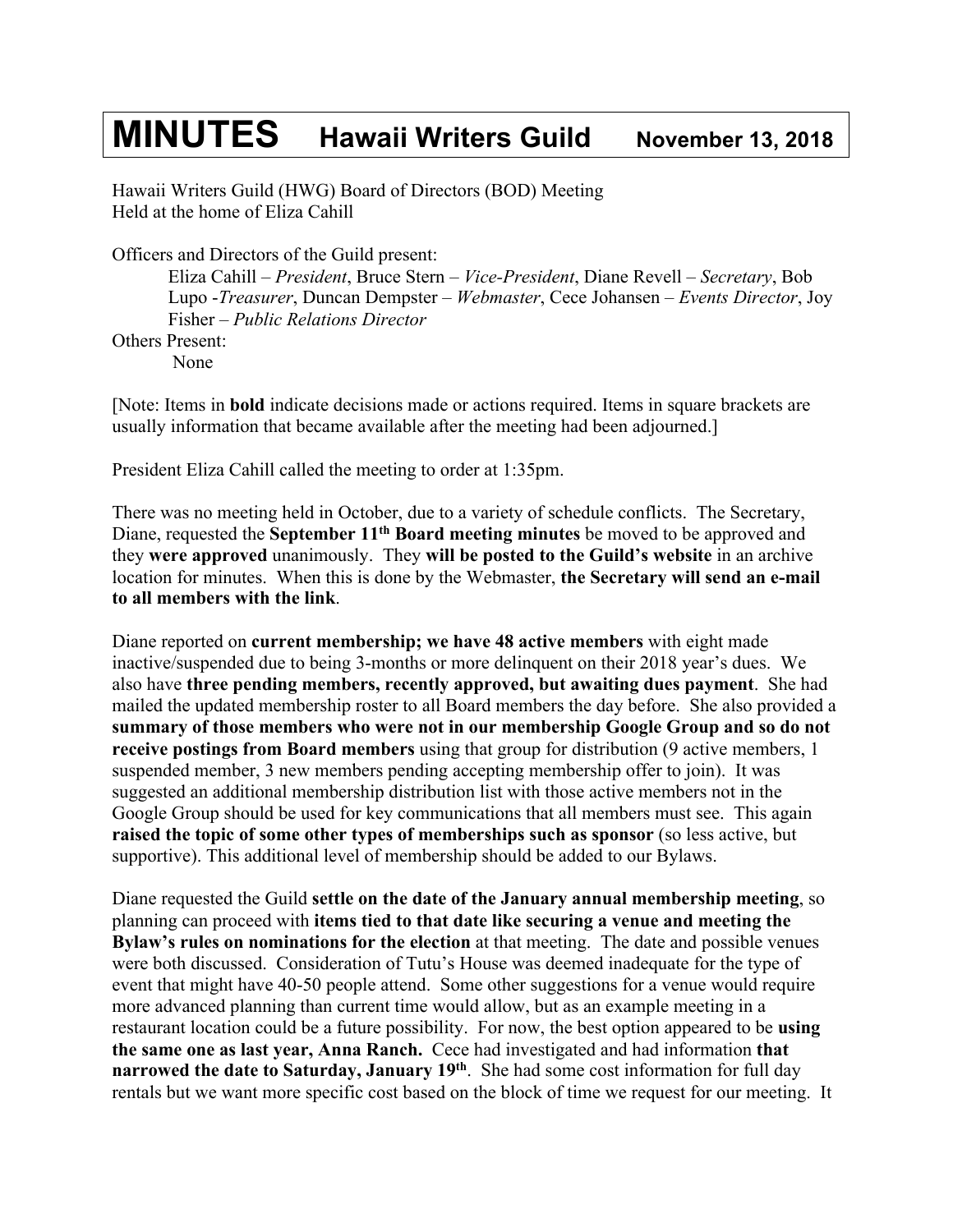# MINUTES Hawaii Writers Guild November 13, 2018

Hawaii Writers Guild (HWG) Board of Directors (BOD) Meeting
Held at the home of Eliza Cahill

Officers and Directors of the Guild present:

Eliza Cahill – *President*, Bruce Stern – *Vice-President*, Diane Revell – *Secretary*, Bob Lupo -*Treasurer*, Duncan Dempster – *Webmaster*, Cece Johansen – *Events Director*, Joy Fisher – *Public Relations Director*

Others Present:

None

[Note: Items in **bold** indicate decisions made or actions required. Items in square brackets are usually information that became available after the meeting had been adjourned.]

President Eliza Cahill called the meeting to order at 1:35pm.

There was no meeting held in October, due to a variety of schedule conflicts. The Secretary, Diane, requested the **September 11th Board meeting minutes** be moved to be approved and they **were approved** unanimously. They **will be posted to the Guild's website** in an archive location for minutes. When this is done by the Webmaster, **the Secretary will send an e-mail to all members with the link**.

Diane reported on **current membership; we have 48 active members** with eight made inactive/suspended due to being 3-months or more delinquent on their 2018 year's dues. We also have **three pending members, recently approved, but awaiting dues payment**. She had mailed the updated membership roster to all Board members the day before. She also provided a **summary of those members who were not in our membership Google Group and so do not receive postings from Board members** using that group for distribution (9 active members, 1 suspended member, 3 new members pending accepting membership offer to join). It was suggested an additional membership distribution list with those active members not in the Google Group should be used for key communications that all members must see. This again **raised the topic of some other types of memberships such as sponsor** (so less active, but supportive). This additional level of membership should be added to our Bylaws.

Diane requested the Guild **settle on the date of the January annual membership meeting**, so planning can proceed with **items tied to that date like securing a venue and meeting the Bylaw's rules on nominations for the election** at that meeting. The date and possible venues were both discussed. Consideration of Tutu's House was deemed inadequate for the type of event that might have 40-50 people attend. Some other suggestions for a venue would require more advanced planning than current time would allow, but as an example meeting in a restaurant location could be a future possibility. For now, the best option appeared to be **using the same one as last year, Anna Ranch.** Cece had investigated and had information **that narrowed the date to Saturday, January 19th**. She had some cost information for full day rentals but we want more specific cost based on the block of time we request for our meeting. It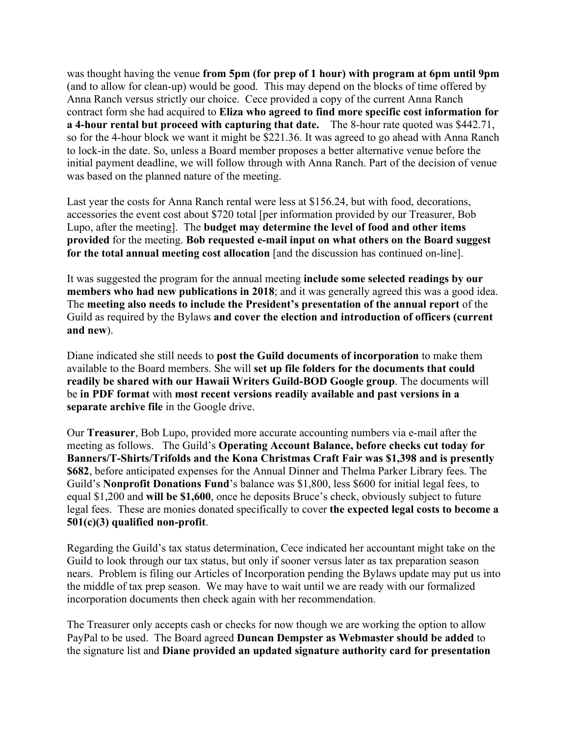was thought having the venue **from 5pm (for prep of 1 hour) with program at 6pm until 9pm** (and to allow for clean-up) would be good. This may depend on the blocks of time offered by Anna Ranch versus strictly our choice. Cece provided a copy of the current Anna Ranch contract form she had acquired to **Eliza who agreed to find more specific cost information for a 4-hour rental but proceed with capturing that date.** The 8-hour rate quoted was $442.71, so for the 4-hour block we want it might be $221.36. It was agreed to go ahead with Anna Ranch to lock-in the date. So, unless a Board member proposes a better alternative venue before the initial payment deadline, we will follow through with Anna Ranch. Part of the decision of venue was based on the planned nature of the meeting.

Last year the costs for Anna Ranch rental were less at $156.24, but with food, decorations, accessories the event cost about $720 total [per information provided by our Treasurer, Bob Lupo, after the meeting]. The **budget may determine the level of food and other items provided** for the meeting. **Bob requested e-mail input on what others on the Board suggest for the total annual meeting cost allocation** [and the discussion has continued on-line].

It was suggested the program for the annual meeting **include some selected readings by our members who had new publications in 2018**; and it was generally agreed this was a good idea. The **meeting also needs to include the President's presentation of the annual report** of the Guild as required by the Bylaws **and cover the election and introduction of officers (current and new)**.

Diane indicated she still needs to **post the Guild documents of incorporation** to make them available to the Board members. She will **set up file folders for the documents that could readily be shared with our Hawaii Writers Guild-BOD Google group**. The documents will be **in PDF format** with **most recent versions readily available and past versions in a separate archive file** in the Google drive.

Our **Treasurer**, Bob Lupo, provided more accurate accounting numbers via e-mail after the meeting as follows. The Guild's **Operating Account Balance, before checks cut today for Banners/T-Shirts/Trifolds and the Kona Christmas Craft Fair was $1,398 and is presently $682**, before anticipated expenses for the Annual Dinner and Thelma Parker Library fees. The Guild's **Nonprofit Donations Fund**'s balance was $1,800, less $600 for initial legal fees, to equal $1,200 and **will be $1,600**, once he deposits Bruce's check, obviously subject to future legal fees. These are monies donated specifically to cover **the expected legal costs to become a 501(c)(3) qualified non-profit**.

Regarding the Guild's tax status determination, Cece indicated her accountant might take on the Guild to look through our tax status, but only if sooner versus later as tax preparation season nears. Problem is filing our Articles of Incorporation pending the Bylaws update may put us into the middle of tax prep season. We may have to wait until we are ready with our formalized incorporation documents then check again with her recommendation.

The Treasurer only accepts cash or checks for now though we are working the option to allow PayPal to be used. The Board agreed **Duncan Dempster as Webmaster should be added** to the signature list and **Diane provided an updated signature authority card for presentation**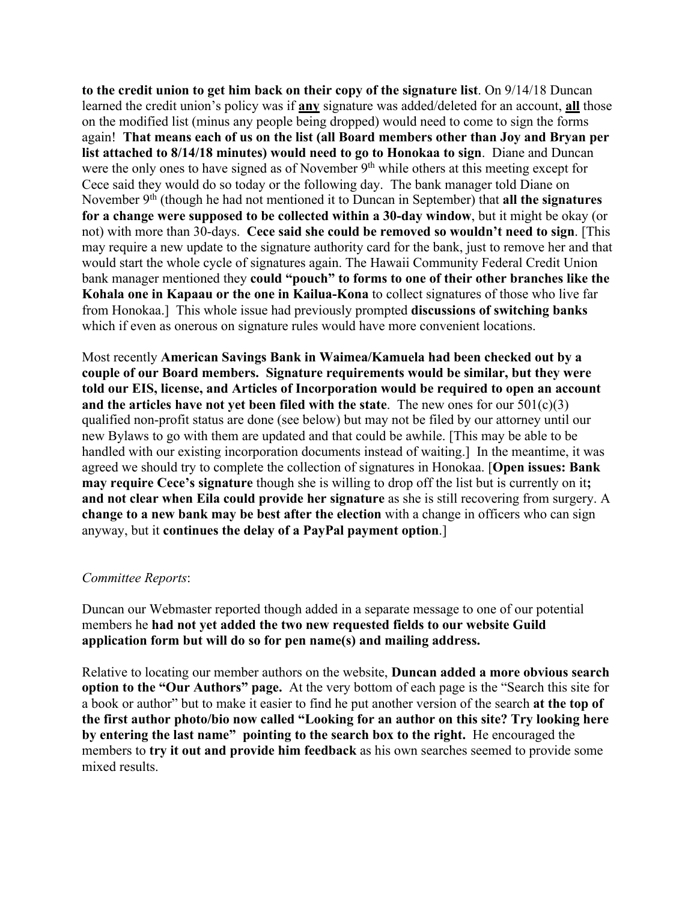**to the credit union to get him back on their copy of the signature list**. On 9/14/18 Duncan learned the credit union's policy was if **<u>any</u>** signature was added/deleted for an account, **<u>all</u>** those on the modified list (minus any people being dropped) would need to come to sign the forms again! **That means each of us on the list (all Board members other than Joy and Bryan per list attached to 8/14/18 minutes) would need to go to Honokaa to sign**. Diane and Duncan were the only ones to have signed as of November 9th while others at this meeting except for Cece said they would do so today or the following day. The bank manager told Diane on November 9th (though he had not mentioned it to Duncan in September) that **all the signatures for a change were supposed to be collected within a 30-day window**, but it might be okay (or not) with more than 30-days. **Cece said she could be removed so wouldn't need to sign**. [This may require a new update to the signature authority card for the bank, just to remove her and that would start the whole cycle of signatures again. The Hawaii Community Federal Credit Union bank manager mentioned they **could "pouch" to forms to one of their other branches like the Kohala one in Kapaau or the one in Kailua-Kona** to collect signatures of those who live far from Honokaa.] This whole issue had previously prompted **discussions of switching banks** which if even as onerous on signature rules would have more convenient locations.

Most recently **American Savings Bank in Waimea/Kamuela had been checked out by a couple of our Board members. Signature requirements would be similar, but they were told our EIS, license, and Articles of Incorporation would be required to open an account and the articles have not yet been filed with the state**. The new ones for our 501(c)(3) qualified non-profit status are done (see below) but may not be filed by our attorney until our new Bylaws to go with them are updated and that could be awhile. [This may be able to be handled with our existing incorporation documents instead of waiting.] In the meantime, it was agreed we should try to complete the collection of signatures in Honokaa. [**Open issues: Bank may require Cece's signature** though she is willing to drop off the list but is currently on it**; and not clear when Eila could provide her signature** as she is still recovering from surgery. A **change to a new bank may be best after the election** with a change in officers who can sign anyway, but it **continues the delay of a PayPal payment option**.]

*Committee Reports*:

Duncan our Webmaster reported though added in a separate message to one of our potential members he **had not yet added the two new requested fields to our website Guild application form but will do so for pen name(s) and mailing address.**

Relative to locating our member authors on the website, **Duncan added a more obvious search option to the "Our Authors" page.** At the very bottom of each page is the "Search this site for a book or author" but to make it easier to find he put another version of the search **at the top of the first author photo/bio now called "Looking for an author on this site? Try looking here by entering the last name" pointing to the search box to the right.** He encouraged the members to **try it out and provide him feedback** as his own searches seemed to provide some mixed results.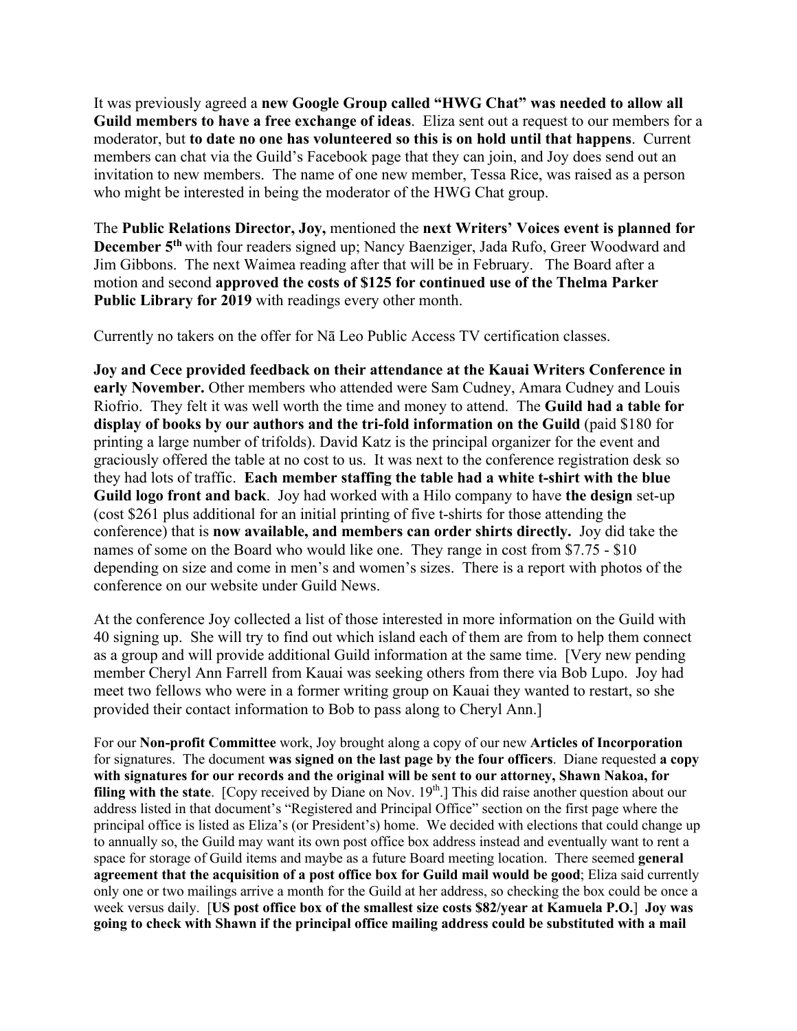It was previously agreed a **new Google Group called "HWG Chat" was needed to allow all Guild members to have a free exchange of ideas**. Eliza sent out a request to our members for a moderator, but **to date no one has volunteered so this is on hold until that happens**. Current members can chat via the Guild's Facebook page that they can join, and Joy does send out an invitation to new members. The name of one new member, Tessa Rice, was raised as a person who might be interested in being the moderator of the HWG Chat group.

The **Public Relations Director, Joy,** mentioned the **next Writers' Voices event is planned for December 5th** with four readers signed up; Nancy Baenziger, Jada Rufo, Greer Woodward and Jim Gibbons. The next Waimea reading after that will be in February. The Board after a motion and second **approved the costs of $125 for continued use of the Thelma Parker Public Library for 2019** with readings every other month.

Currently no takers on the offer for Nā Leo Public Access TV certification classes.

**Joy and Cece provided feedback on their attendance at the Kauai Writers Conference in early November.** Other members who attended were Sam Cudney, Amara Cudney and Louis Riofrio. They felt it was well worth the time and money to attend. The **Guild had a table for display of books by our authors and the tri-fold information on the Guild** (paid $180 for printing a large number of trifolds). David Katz is the principal organizer for the event and graciously offered the table at no cost to us. It was next to the conference registration desk so they had lots of traffic. **Each member staffing the table had a white t-shirt with the blue Guild logo front and back**. Joy had worked with a Hilo company to have **the design** set-up (cost $261 plus additional for an initial printing of five t-shirts for those attending the conference) that is **now available, and members can order shirts directly.** Joy did take the names of some on the Board who would like one. They range in cost from $7.75 - $10 depending on size and come in men's and women's sizes. There is a report with photos of the conference on our website under Guild News.

At the conference Joy collected a list of those interested in more information on the Guild with 40 signing up. She will try to find out which island each of them are from to help them connect as a group and will provide additional Guild information at the same time. [Very new pending member Cheryl Ann Farrell from Kauai was seeking others from there via Bob Lupo. Joy had meet two fellows who were in a former writing group on Kauai they wanted to restart, so she provided their contact information to Bob to pass along to Cheryl Ann.]

For our **Non-profit Committee** work, Joy brought along a copy of our new **Articles of Incorporation** for signatures. The document **was signed on the last page by the four officers**. Diane requested **a copy with signatures for our records and the original will be sent to our attorney, Shawn Nakoa, for filing with the state**. [Copy received by Diane on Nov. 19th.] This did raise another question about our address listed in that document's "Registered and Principal Office" section on the first page where the principal office is listed as Eliza's (or President's) home. We decided with elections that could change up to annually so, the Guild may want its own post office box address instead and eventually want to rent a space for storage of Guild items and maybe as a future Board meeting location. There seemed **general agreement that the acquisition of a post office box for Guild mail would be good**; Eliza said currently only one or two mailings arrive a month for the Guild at her address, so checking the box could be once a week versus daily. [**US post office box of the smallest size costs $82/year at Kamuela P.O.**] **Joy was going to check with Shawn if the principal office mailing address could be substituted with a mail**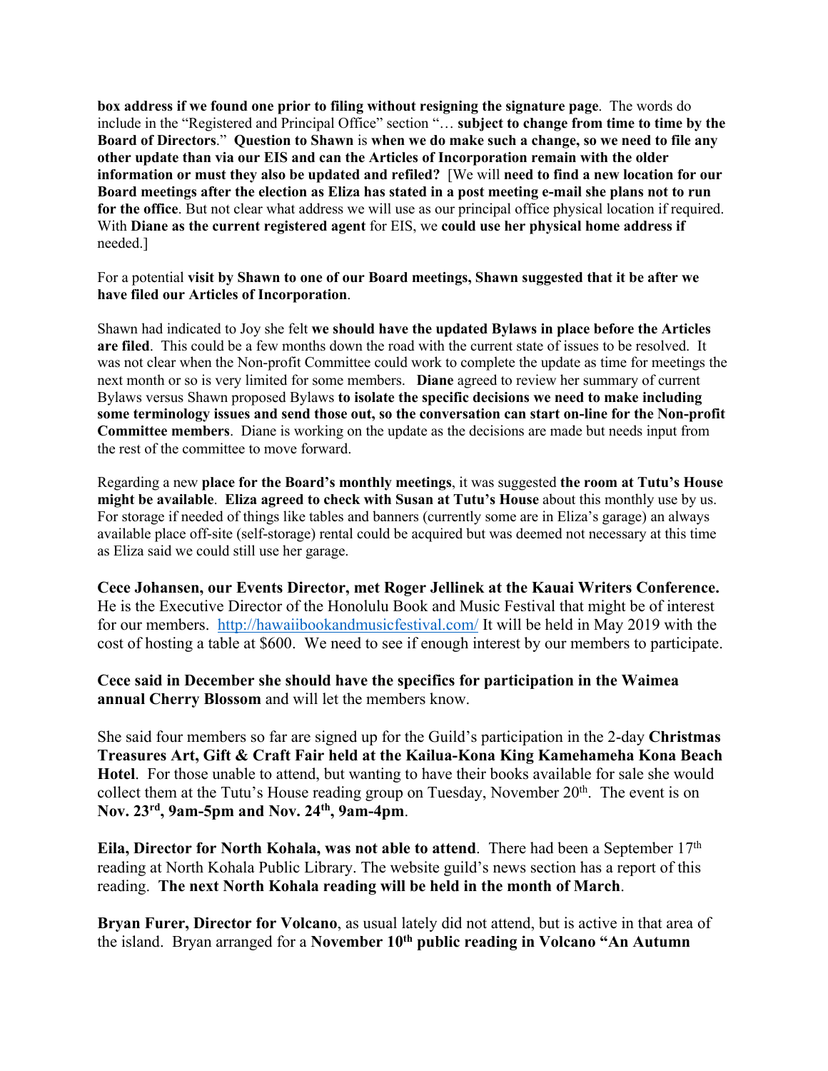**box address if we found one prior to filing without resigning the signature page**. The words do include in the "Registered and Principal Office" section "… **subject to change from time to time by the Board of Directors**." **Question to Shawn** is **when we do make such a change, so we need to file any other update than via our EIS and can the Articles of Incorporation remain with the older information or must they also be updated and refiled?** [We will **need to find a new location for our Board meetings after the election as Eliza has stated in a post meeting e-mail she plans not to run for the office**. But not clear what address we will use as our principal office physical location if required. With **Diane as the current registered agent** for EIS, we **could use her physical home address if** needed.]

For a potential **visit by Shawn to one of our Board meetings, Shawn suggested that it be after we have filed our Articles of Incorporation**.

Shawn had indicated to Joy she felt **we should have the updated Bylaws in place before the Articles are filed**. This could be a few months down the road with the current state of issues to be resolved. It was not clear when the Non-profit Committee could work to complete the update as time for meetings the next month or so is very limited for some members. **Diane** agreed to review her summary of current Bylaws versus Shawn proposed Bylaws **to isolate the specific decisions we need to make including some terminology issues and send those out, so the conversation can start on-line for the Non-profit Committee members**. Diane is working on the update as the decisions are made but needs input from the rest of the committee to move forward.

Regarding a new **place for the Board's monthly meetings**, it was suggested **the room at Tutu's House might be available**. **Eliza agreed to check with Susan at Tutu's House** about this monthly use by us. For storage if needed of things like tables and banners (currently some are in Eliza's garage) an always available place off-site (self-storage) rental could be acquired but was deemed not necessary at this time as Eliza said we could still use her garage.

**Cece Johansen, our Events Director, met Roger Jellinek at the Kauai Writers Conference.** He is the Executive Director of the Honolulu Book and Music Festival that might be of interest for our members. http://hawaiibookandmusicfestival.com/ It will be held in May 2019 with the cost of hosting a table at $600. We need to see if enough interest by our members to participate.

**Cece said in December she should have the specifics for participation in the Waimea annual Cherry Blossom** and will let the members know.

She said four members so far are signed up for the Guild's participation in the 2-day **Christmas Treasures Art, Gift & Craft Fair held at the Kailua-Kona King Kamehameha Kona Beach Hotel**. For those unable to attend, but wanting to have their books available for sale she would collect them at the Tutu's House reading group on Tuesday, November 20th. The event is on **Nov. 23rd, 9am-5pm and Nov. 24th, 9am-4pm**.

**Eila, Director for North Kohala, was not able to attend**. There had been a September 17th reading at North Kohala Public Library. The website guild's news section has a report of this reading. **The next North Kohala reading will be held in the month of March**.

**Bryan Furer, Director for Volcano**, as usual lately did not attend, but is active in that area of the island. Bryan arranged for a **November 10th public reading in Volcano "An Autumn**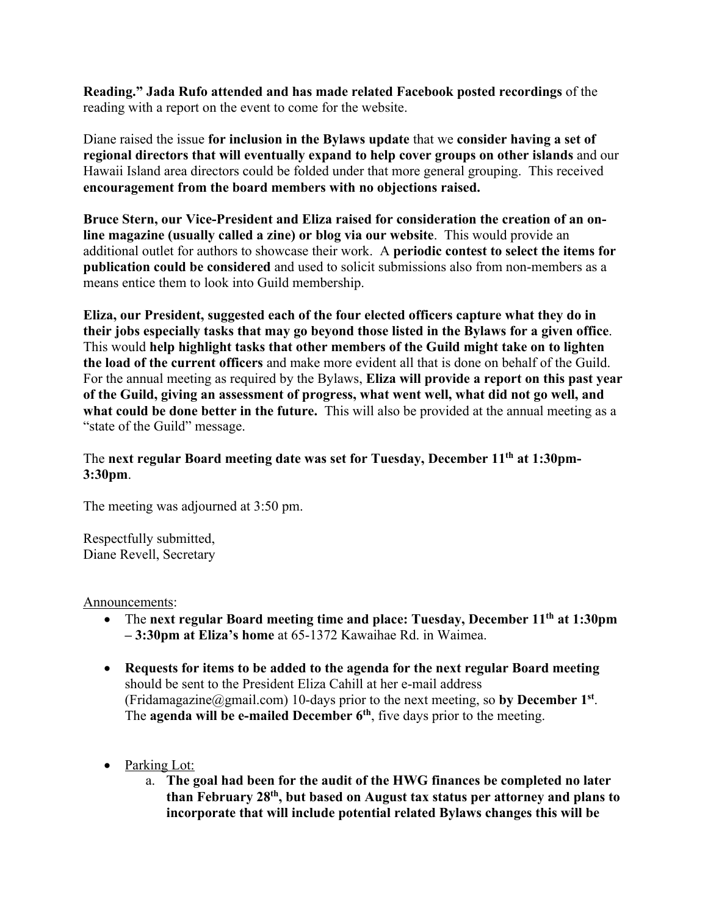**Reading." Jada Rufo attended and has made related Facebook posted recordings** of the reading with a report on the event to come for the website.

Diane raised the issue **for inclusion in the Bylaws update** that we **consider having a set of regional directors that will eventually expand to help cover groups on other islands** and our Hawaii Island area directors could be folded under that more general grouping. This received **encouragement from the board members with no objections raised.**

**Bruce Stern, our Vice-President and Eliza raised for consideration the creation of an on-line magazine (usually called a zine) or blog via our website**. This would provide an additional outlet for authors to showcase their work. A **periodic contest to select the items for publication could be considered** and used to solicit submissions also from non-members as a means entice them to look into Guild membership.

**Eliza, our President, suggested each of the four elected officers capture what they do in their jobs especially tasks that may go beyond those listed in the Bylaws for a given office**. This would **help highlight tasks that other members of the Guild might take on to lighten the load of the current officers** and make more evident all that is done on behalf of the Guild. For the annual meeting as required by the Bylaws, **Eliza will provide a report on this past year of the Guild, giving an assessment of progress, what went well, what did not go well, and what could be done better in the future.** This will also be provided at the annual meeting as a "state of the Guild" message.

The **next regular Board meeting date was set for Tuesday, December 11th at 1:30pm-3:30pm**.

The meeting was adjourned at 3:50 pm.

Respectfully submitted,
Diane Revell, Secretary

Announcements:

- The **next regular Board meeting time and place: Tuesday, December 11th at 1:30pm – 3:30pm at Eliza's home** at 65-1372 Kawaihae Rd. in Waimea.

- **Requests for items to be added to the agenda for the next regular Board meeting** should be sent to the President Eliza Cahill at her e-mail address (Fridamagazine@gmail.com) 10-days prior to the next meeting, so **by December 1st**. The **agenda will be e-mailed December 6th**, five days prior to the meeting.

- Parking Lot:
  a. **The goal had been for the audit of the HWG finances be completed no later than February 28th, but based on August tax status per attorney and plans to incorporate that will include potential related Bylaws changes this will be**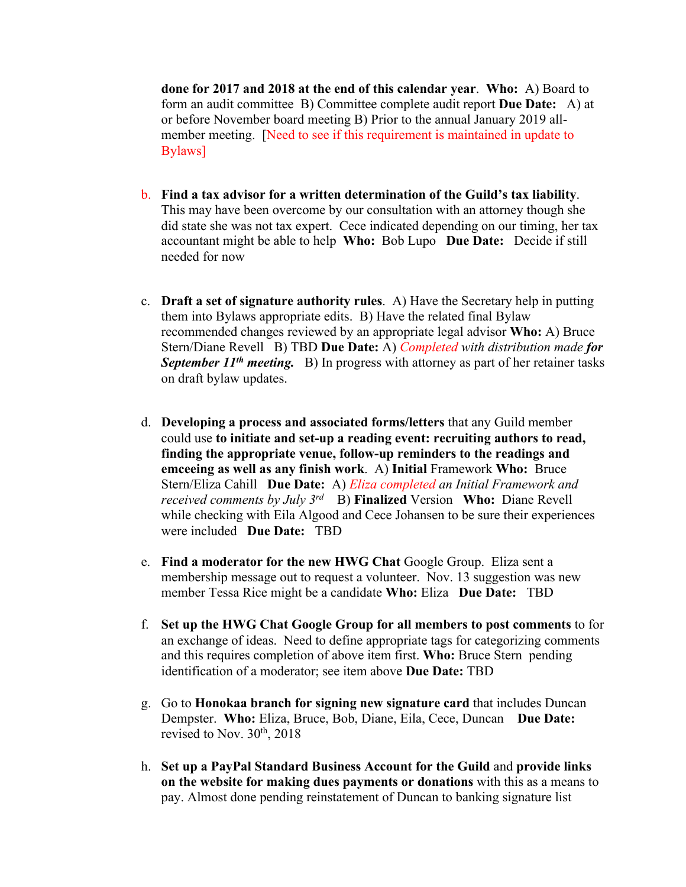**done for 2017 and 2018 at the end of this calendar year**. **Who:** A) Board to form an audit committee B) Committee complete audit report **Due Date:** A) at or before November board meeting B) Prior to the annual January 2019 all-member meeting. [Need to see if this requirement is maintained in update to Bylaws]

b. **Find a tax advisor for a written determination of the Guild's tax liability**. This may have been overcome by our consultation with an attorney though she did state she was not tax expert. Cece indicated depending on our timing, her tax accountant might be able to help **Who:** Bob Lupo **Due Date:** Decide if still needed for now

c. **Draft a set of signature authority rules**. A) Have the Secretary help in putting them into Bylaws appropriate edits. B) Have the related final Bylaw recommended changes reviewed by an appropriate legal advisor **Who:** A) Bruce Stern/Diane Revell B) TBD **Due Date:** A) *Completed with distribution made **for September 11th meeting.*** B) In progress with attorney as part of her retainer tasks on draft bylaw updates.

d. **Developing a process and associated forms/letters** that any Guild member could use **to initiate and set-up a reading event: recruiting authors to read, finding the appropriate venue, follow-up reminders to the readings and emceeing as well as any finish work**. A) **Initial** Framework **Who:** Bruce Stern/Eliza Cahill **Due Date:** A) *Eliza completed an Initial Framework and received comments by July 3rd* B) **Finalized** Version **Who:** Diane Revell while checking with Eila Algood and Cece Johansen to be sure their experiences were included **Due Date:** TBD

e. **Find a moderator for the new HWG Chat** Google Group. Eliza sent a membership message out to request a volunteer. Nov. 13 suggestion was new member Tessa Rice might be a candidate **Who:** Eliza **Due Date:** TBD

f. **Set up the HWG Chat Google Group for all members to post comments** to for an exchange of ideas. Need to define appropriate tags for categorizing comments and this requires completion of above item first. **Who:** Bruce Stern pending identification of a moderator; see item above **Due Date:** TBD

g. Go to **Honokaa branch for signing new signature card** that includes Duncan Dempster. **Who:** Eliza, Bruce, Bob, Diane, Eila, Cece, Duncan **Due Date:** revised to Nov. 30th, 2018

h. **Set up a PayPal Standard Business Account for the Guild** and **provide links on the website for making dues payments or donations** with this as a means to pay. Almost done pending reinstatement of Duncan to banking signature list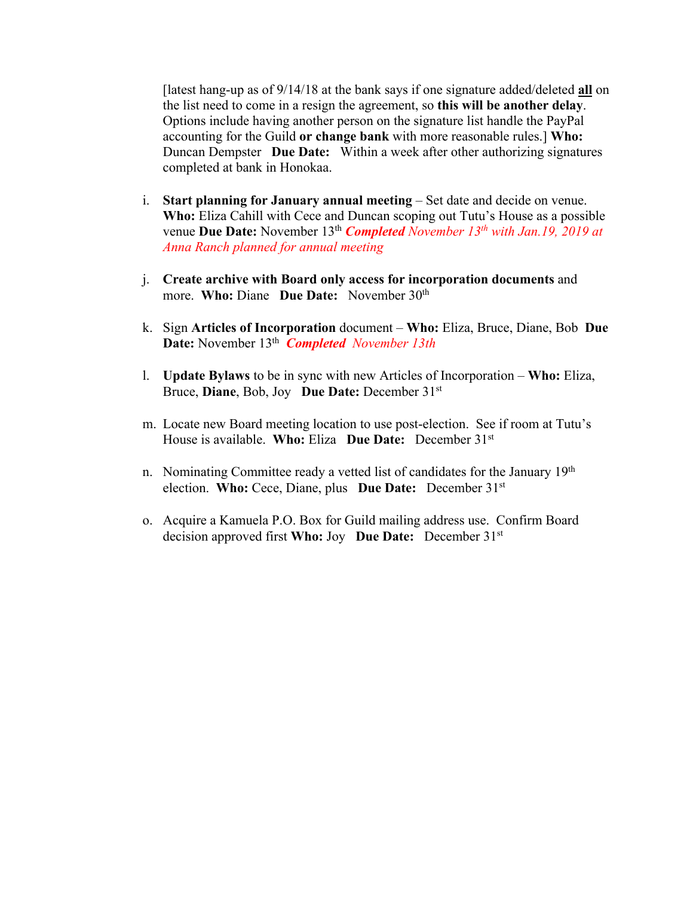[latest hang-up as of 9/14/18 at the bank says if one signature added/deleted **<u>all</u>** on the list need to come in a resign the agreement, so **this will be another delay**. Options include having another person on the signature list handle the PayPal accounting for the Guild **or change bank** with more reasonable rules.] **Who:** Duncan Dempster **Due Date:** Within a week after other authorizing signatures completed at bank in Honokaa.

i. **Start planning for January annual meeting** – Set date and decide on venue. **Who:** Eliza Cahill with Cece and Duncan scoping out Tutu's House as a possible venue **Due Date:** November 13th ***Completed*** *November 13th with Jan.19, 2019 at Anna Ranch planned for annual meeting*

j. **Create archive with Board only access for incorporation documents** and more. **Who:** Diane **Due Date:** November 30th

k. Sign **Articles of Incorporation** document – **Who:** Eliza, Bruce, Diane, Bob **Due Date:** November 13th ***Completed*** *November 13th*

l. **Update Bylaws** to be in sync with new Articles of Incorporation – **Who:** Eliza, Bruce, **Diane**, Bob, Joy **Due Date:** December 31st

m. Locate new Board meeting location to use post-election. See if room at Tutu's House is available. **Who:** Eliza **Due Date:** December 31st

n. Nominating Committee ready a vetted list of candidates for the January 19th election. **Who:** Cece, Diane, plus **Due Date:** December 31st

o. Acquire a Kamuela P.O. Box for Guild mailing address use. Confirm Board decision approved first **Who:** Joy **Due Date:** December 31st